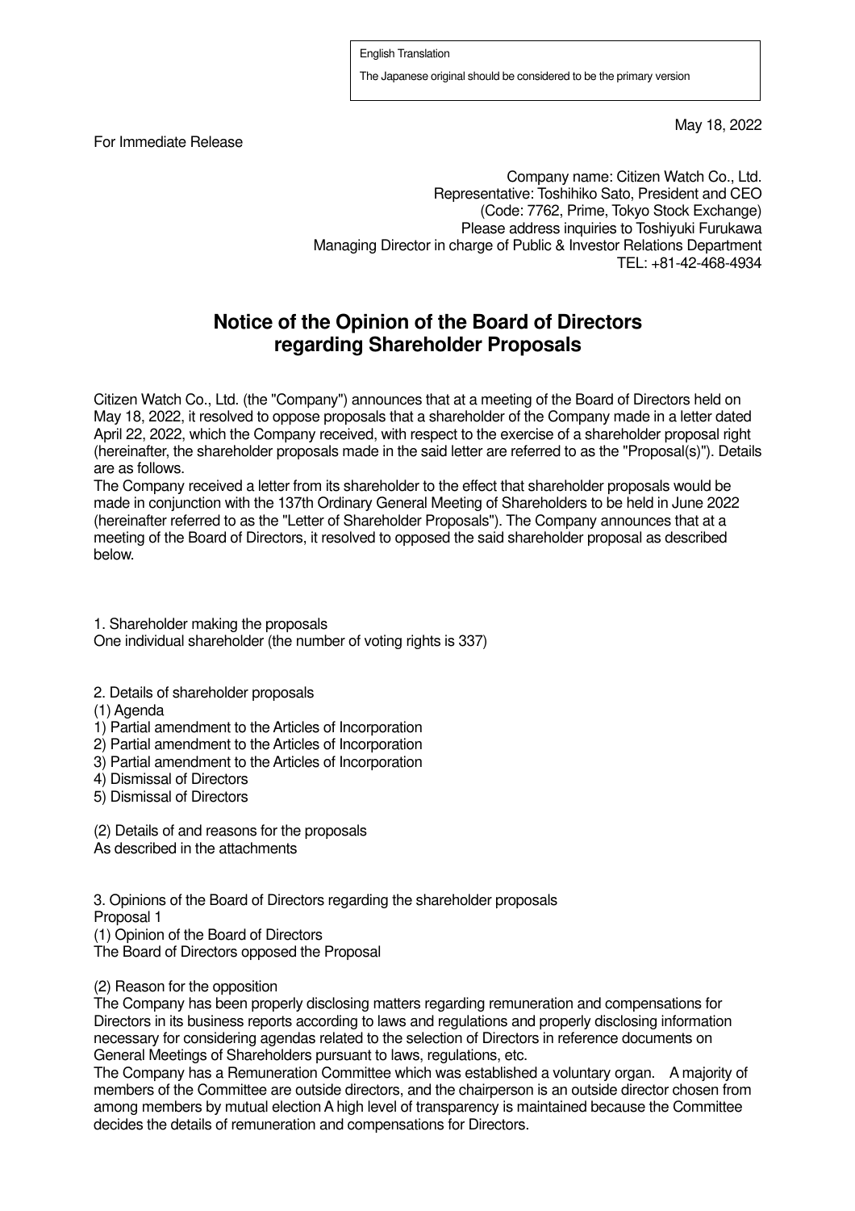English Translation

The Japanese original should be considered to be the primary version

May 18, 2022

For Immediate Release

Company name: Citizen Watch Co., Ltd.
Representative: Toshihiko Sato, President and CEO
(Code: 7762, Prime, Tokyo Stock Exchange)
Please address inquiries to Toshiyuki Furukawa
Managing Director in charge of Public & Investor Relations Department
TEL: +81-42-468-4934

# Notice of the Opinion of the Board of Directors regarding Shareholder Proposals

Citizen Watch Co., Ltd. (the "Company") announces that at a meeting of the Board of Directors held on May 18, 2022, it resolved to oppose proposals that a shareholder of the Company made in a letter dated April 22, 2022, which the Company received, with respect to the exercise of a shareholder proposal right (hereinafter, the shareholder proposals made in the said letter are referred to as the "Proposal(s)"). Details are as follows.

The Company received a letter from its shareholder to the effect that shareholder proposals would be made in conjunction with the 137th Ordinary General Meeting of Shareholders to be held in June 2022 (hereinafter referred to as the "Letter of Shareholder Proposals"). The Company announces that at a meeting of the Board of Directors, it resolved to opposed the said shareholder proposal as described below.

1. Shareholder making the proposals

One individual shareholder (the number of voting rights is 337)

2. Details of shareholder proposals

(1) Agenda

1) Partial amendment to the Articles of Incorporation
2) Partial amendment to the Articles of Incorporation
3) Partial amendment to the Articles of Incorporation
4) Dismissal of Directors
5) Dismissal of Directors

(2) Details of and reasons for the proposals

As described in the attachments

3. Opinions of the Board of Directors regarding the shareholder proposals

Proposal 1

(1) Opinion of the Board of Directors

The Board of Directors opposed the Proposal

(2) Reason for the opposition

The Company has been properly disclosing matters regarding remuneration and compensations for Directors in its business reports according to laws and regulations and properly disclosing information necessary for considering agendas related to the selection of Directors in reference documents on General Meetings of Shareholders pursuant to laws, regulations, etc.

The Company has a Remuneration Committee which was established a voluntary organ. A majority of members of the Committee are outside directors, and the chairperson is an outside director chosen from among members by mutual election A high level of transparency is maintained because the Committee decides the details of remuneration and compensations for Directors.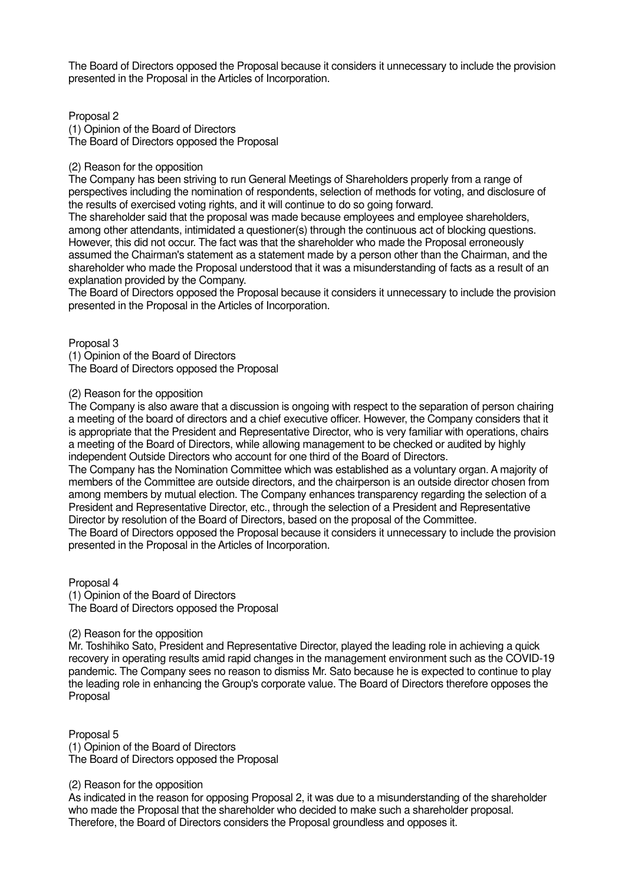The Board of Directors opposed the Proposal because it considers it unnecessary to include the provision presented in the Proposal in the Articles of Incorporation.

Proposal 2

(1) Opinion of the Board of Directors

The Board of Directors opposed the Proposal

(2) Reason for the opposition

The Company has been striving to run General Meetings of Shareholders properly from a range of perspectives including the nomination of respondents, selection of methods for voting, and disclosure of the results of exercised voting rights, and it will continue to do so going forward.

The shareholder said that the proposal was made because employees and employee shareholders, among other attendants, intimidated a questioner(s) through the continuous act of blocking questions. However, this did not occur. The fact was that the shareholder who made the Proposal erroneously assumed the Chairman's statement as a statement made by a person other than the Chairman, and the shareholder who made the Proposal understood that it was a misunderstanding of facts as a result of an explanation provided by the Company.

The Board of Directors opposed the Proposal because it considers it unnecessary to include the provision presented in the Proposal in the Articles of Incorporation.

Proposal 3

(1) Opinion of the Board of Directors

The Board of Directors opposed the Proposal

(2) Reason for the opposition

The Company is also aware that a discussion is ongoing with respect to the separation of person chairing a meeting of the board of directors and a chief executive officer. However, the Company considers that it is appropriate that the President and Representative Director, who is very familiar with operations, chairs a meeting of the Board of Directors, while allowing management to be checked or audited by highly independent Outside Directors who account for one third of the Board of Directors.

The Company has the Nomination Committee which was established as a voluntary organ. A majority of members of the Committee are outside directors, and the chairperson is an outside director chosen from among members by mutual election. The Company enhances transparency regarding the selection of a President and Representative Director, etc., through the selection of a President and Representative Director by resolution of the Board of Directors, based on the proposal of the Committee.

The Board of Directors opposed the Proposal because it considers it unnecessary to include the provision presented in the Proposal in the Articles of Incorporation.

Proposal 4

(1) Opinion of the Board of Directors

The Board of Directors opposed the Proposal

(2) Reason for the opposition

Mr. Toshihiko Sato, President and Representative Director, played the leading role in achieving a quick recovery in operating results amid rapid changes in the management environment such as the COVID-19 pandemic. The Company sees no reason to dismiss Mr. Sato because he is expected to continue to play the leading role in enhancing the Group's corporate value. The Board of Directors therefore opposes the Proposal

Proposal 5

(1) Opinion of the Board of Directors

The Board of Directors opposed the Proposal

(2) Reason for the opposition

As indicated in the reason for opposing Proposal 2, it was due to a misunderstanding of the shareholder who made the Proposal that the shareholder who decided to make such a shareholder proposal. Therefore, the Board of Directors considers the Proposal groundless and opposes it.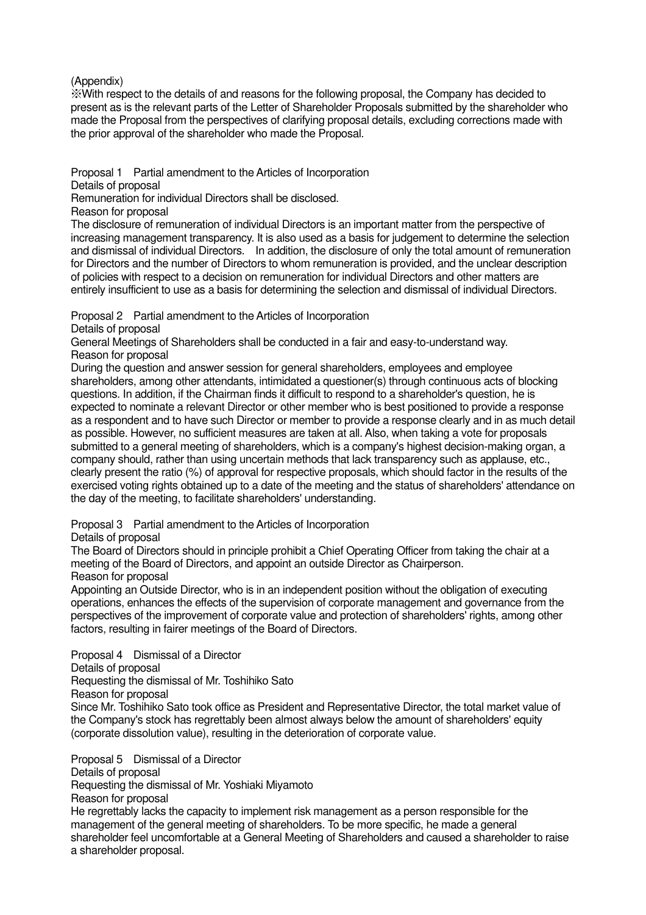(Appendix)

※With respect to the details of and reasons for the following proposal, the Company has decided to present as is the relevant parts of the Letter of Shareholder Proposals submitted by the shareholder who made the Proposal from the perspectives of clarifying proposal details, excluding corrections made with the prior approval of the shareholder who made the Proposal.

Proposal 1　Partial amendment to the Articles of Incorporation

Details of proposal

Remuneration for individual Directors shall be disclosed.

Reason for proposal

The disclosure of remuneration of individual Directors is an important matter from the perspective of increasing management transparency. It is also used as a basis for judgement to determine the selection and dismissal of individual Directors.　In addition, the disclosure of only the total amount of remuneration for Directors and the number of Directors to whom remuneration is provided, and the unclear description of policies with respect to a decision on remuneration for individual Directors and other matters are entirely insufficient to use as a basis for determining the selection and dismissal of individual Directors.

Proposal 2　Partial amendment to the Articles of Incorporation

Details of proposal

General Meetings of Shareholders shall be conducted in a fair and easy-to-understand way.

Reason for proposal

During the question and answer session for general shareholders, employees and employee shareholders, among other attendants, intimidated a questioner(s) through continuous acts of blocking questions. In addition, if the Chairman finds it difficult to respond to a shareholder's question, he is expected to nominate a relevant Director or other member who is best positioned to provide a response as a respondent and to have such Director or member to provide a response clearly and in as much detail as possible. However, no sufficient measures are taken at all. Also, when taking a vote for proposals submitted to a general meeting of shareholders, which is a company's highest decision-making organ, a company should, rather than using uncertain methods that lack transparency such as applause, etc., clearly present the ratio (%) of approval for respective proposals, which should factor in the results of the exercised voting rights obtained up to a date of the meeting and the status of shareholders' attendance on the day of the meeting, to facilitate shareholders' understanding.

Proposal 3　Partial amendment to the Articles of Incorporation

Details of proposal

The Board of Directors should in principle prohibit a Chief Operating Officer from taking the chair at a meeting of the Board of Directors, and appoint an outside Director as Chairperson.

Reason for proposal

Appointing an Outside Director, who is in an independent position without the obligation of executing operations, enhances the effects of the supervision of corporate management and governance from the perspectives of the improvement of corporate value and protection of shareholders' rights, among other factors, resulting in fairer meetings of the Board of Directors.

Proposal 4　Dismissal of a Director

Details of proposal

Requesting the dismissal of Mr. Toshihiko Sato

Reason for proposal

Since Mr. Toshihiko Sato took office as President and Representative Director, the total market value of the Company's stock has regrettably been almost always below the amount of shareholders' equity (corporate dissolution value), resulting in the deterioration of corporate value.

Proposal 5　Dismissal of a Director

Details of proposal

Requesting the dismissal of Mr. Yoshiaki Miyamoto

Reason for proposal

He regrettably lacks the capacity to implement risk management as a person responsible for the management of the general meeting of shareholders. To be more specific, he made a general shareholder feel uncomfortable at a General Meeting of Shareholders and caused a shareholder to raise a shareholder proposal.